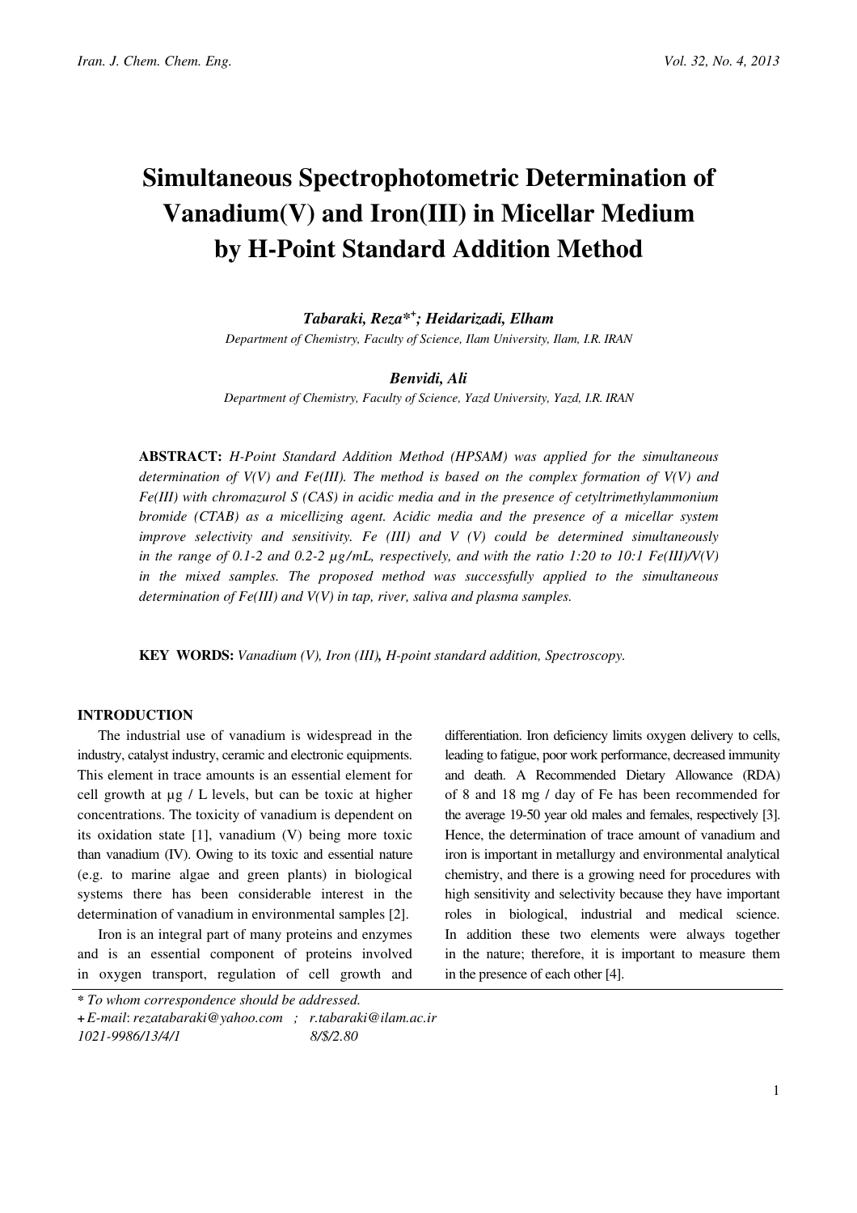# Simultaneous Spectrophotometric Determination of Vanadium(V) and Iron(III) in Micellar Medium by H-Point Standard Addition Method

***Tabaraki, Reza***\*+***; Heidarizadi, Elham***

*Department of Chemistry, Faculty of Science, Ilam University, Ilam, I.R. IRAN*

***Benvidi, Ali***

*Department of Chemistry, Faculty of Science, Yazd University, Yazd, I.R. IRAN*

**ABSTRACT:** *H-Point Standard Addition Method (HPSAM) was applied for the simultaneous determination of V(V) and Fe(III). The method is based on the complex formation of V(V) and Fe(III) with chromazurol S (CAS) in acidic media and in the presence of cetyltrimethylammonium bromide (CTAB) as a micellizing agent. Acidic media and the presence of a micellar system improve selectivity and sensitivity. Fe (III) and V (V) could be determined simultaneously in the range of 0.1-2 and 0.2-2 μg/mL, respectively, and with the ratio 1:20 to 10:1 Fe(III)/V(V) in the mixed samples. The proposed method was successfully applied to the simultaneous determination of Fe(III) and V(V) in tap, river, saliva and plasma samples.*

**KEY WORDS:** *Vanadium (V), Iron (III), H-point standard addition, Spectroscopy.*

## INTRODUCTION

The industrial use of vanadium is widespread in the industry, catalyst industry, ceramic and electronic equipments. This element in trace amounts is an essential element for cell growth at μg / L levels, but can be toxic at higher concentrations. The toxicity of vanadium is dependent on its oxidation state [1], vanadium (V) being more toxic than vanadium (IV). Owing to its toxic and essential nature (e.g. to marine algae and green plants) in biological systems there has been considerable interest in the determination of vanadium in environmental samples [2].

Iron is an integral part of many proteins and enzymes and is an essential component of proteins involved in oxygen transport, regulation of cell growth and differentiation. Iron deficiency limits oxygen delivery to cells, leading to fatigue, poor work performance, decreased immunity and death. A Recommended Dietary Allowance (RDA) of 8 and 18 mg / day of Fe has been recommended for the average 19-50 year old males and females, respectively [3]. Hence, the determination of trace amount of vanadium and iron is important in metallurgy and environmental analytical chemistry, and there is a growing need for procedures with high sensitivity and selectivity because they have important roles in biological, industrial and medical science. In addition these two elements were always together in the nature; therefore, it is important to measure them in the presence of each other [4].

---

\* *To whom correspondence should be addressed.*

+ *E-mail: rezatabaraki@yahoo.com ; r.tabaraki@ilam.ac.ir*

*1021-9986/13/4/1 8/$/2.80*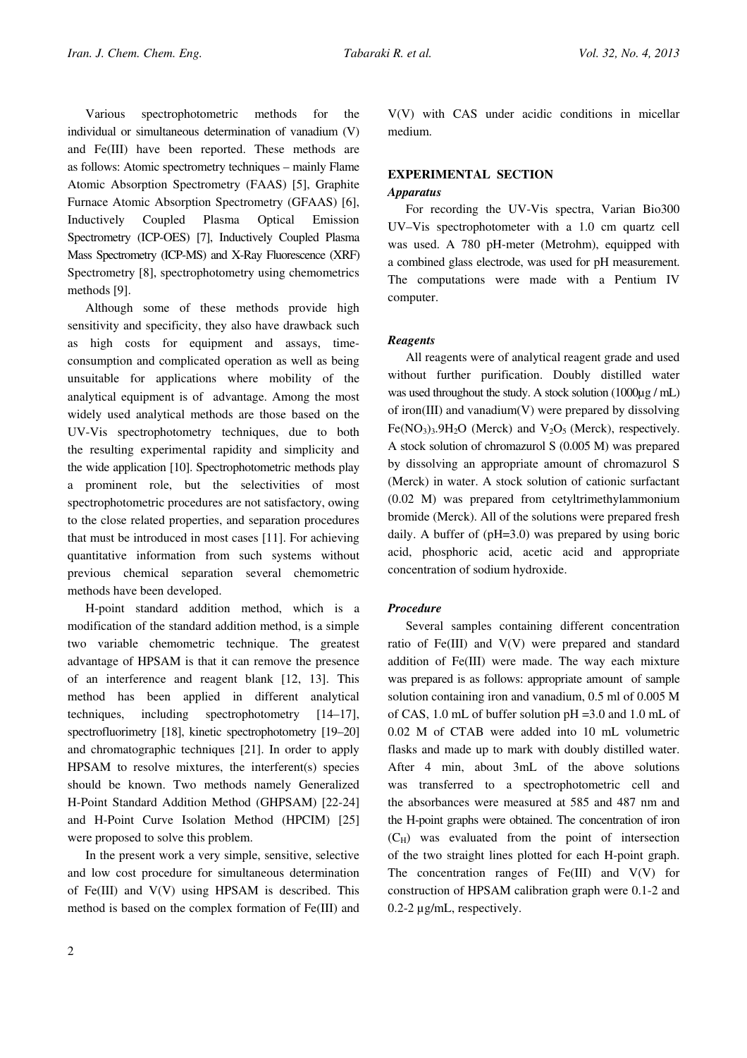Various spectrophotometric methods for the individual or simultaneous determination of vanadium (V) and Fe(III) have been reported. These methods are as follows: Atomic spectrometry techniques – mainly Flame Atomic Absorption Spectrometry (FAAS) [5], Graphite Furnace Atomic Absorption Spectrometry (GFAAS) [6], Inductively Coupled Plasma Optical Emission Spectrometry (ICP-OES) [7], Inductively Coupled Plasma Mass Spectrometry (ICP-MS) and X-Ray Fluorescence (XRF) Spectrometry [8], spectrophotometry using chemometrics methods [9].

Although some of these methods provide high sensitivity and specificity, they also have drawback such as high costs for equipment and assays, time-consumption and complicated operation as well as being unsuitable for applications where mobility of the analytical equipment is of advantage. Among the most widely used analytical methods are those based on the UV-Vis spectrophotometry techniques, due to both the resulting experimental rapidity and simplicity and the wide application [10]. Spectrophotometric methods play a prominent role, but the selectivities of most spectrophotometric procedures are not satisfactory, owing to the close related properties, and separation procedures that must be introduced in most cases [11]. For achieving quantitative information from such systems without previous chemical separation several chemometric methods have been developed.

H-point standard addition method, which is a modification of the standard addition method, is a simple two variable chemometric technique. The greatest advantage of HPSAM is that it can remove the presence of an interference and reagent blank [12, 13]. This method has been applied in different analytical techniques, including spectrophotometry [14–17], spectrofluorimetry [18], kinetic spectrophotometry [19–20] and chromatographic techniques [21]. In order to apply HPSAM to resolve mixtures, the interferent(s) species should be known. Two methods namely Generalized H-Point Standard Addition Method (GHPSAM) [22-24] and H-Point Curve Isolation Method (HPCIM) [25] were proposed to solve this problem.

In the present work a very simple, sensitive, selective and low cost procedure for simultaneous determination of Fe(III) and V(V) using HPSAM is described. This method is based on the complex formation of Fe(III) and V(V) with CAS under acidic conditions in micellar medium.

## EXPERIMENTAL SECTION

### *Apparatus*

For recording the UV-Vis spectra, Varian Bio300 UV–Vis spectrophotometer with a 1.0 cm quartz cell was used. A 780 pH-meter (Metrohm), equipped with a combined glass electrode, was used for pH measurement. The computations were made with a Pentium IV computer.

### *Reagents*

All reagents were of analytical reagent grade and used without further purification. Doubly distilled water was used throughout the study. A stock solution (1000µg / mL) of iron(III) and vanadium(V) were prepared by dissolving $Fe(NO_3)_3.9H_2O$ (Merck) and $V_2O_5$ (Merck), respectively. A stock solution of chromazurol S (0.005 M) was prepared by dissolving an appropriate amount of chromazurol S (Merck) in water. A stock solution of cationic surfactant (0.02 M) was prepared from cetyltrimethylammonium bromide (Merck). All of the solutions were prepared fresh daily. A buffer of (pH=3.0) was prepared by using boric acid, phosphoric acid, acetic acid and appropriate concentration of sodium hydroxide.

### *Procedure*

Several samples containing different concentration ratio of Fe(III) and V(V) were prepared and standard addition of Fe(III) were made. The way each mixture was prepared is as follows: appropriate amount of sample solution containing iron and vanadium, 0.5 ml of 0.005 M of CAS, 1.0 mL of buffer solution pH =3.0 and 1.0 mL of 0.02 M of CTAB were added into 10 mL volumetric flasks and made up to mark with doubly distilled water. After 4 min, about 3mL of the above solutions was transferred to a spectrophotometric cell and the absorbances were measured at 585 and 487 nm and the H-point graphs were obtained. The concentration of iron ($C_H$) was evaluated from the point of intersection of the two straight lines plotted for each H-point graph. The concentration ranges of Fe(III) and V(V) for construction of HPSAM calibration graph were 0.1-2 and 0.2-2 µg/mL, respectively.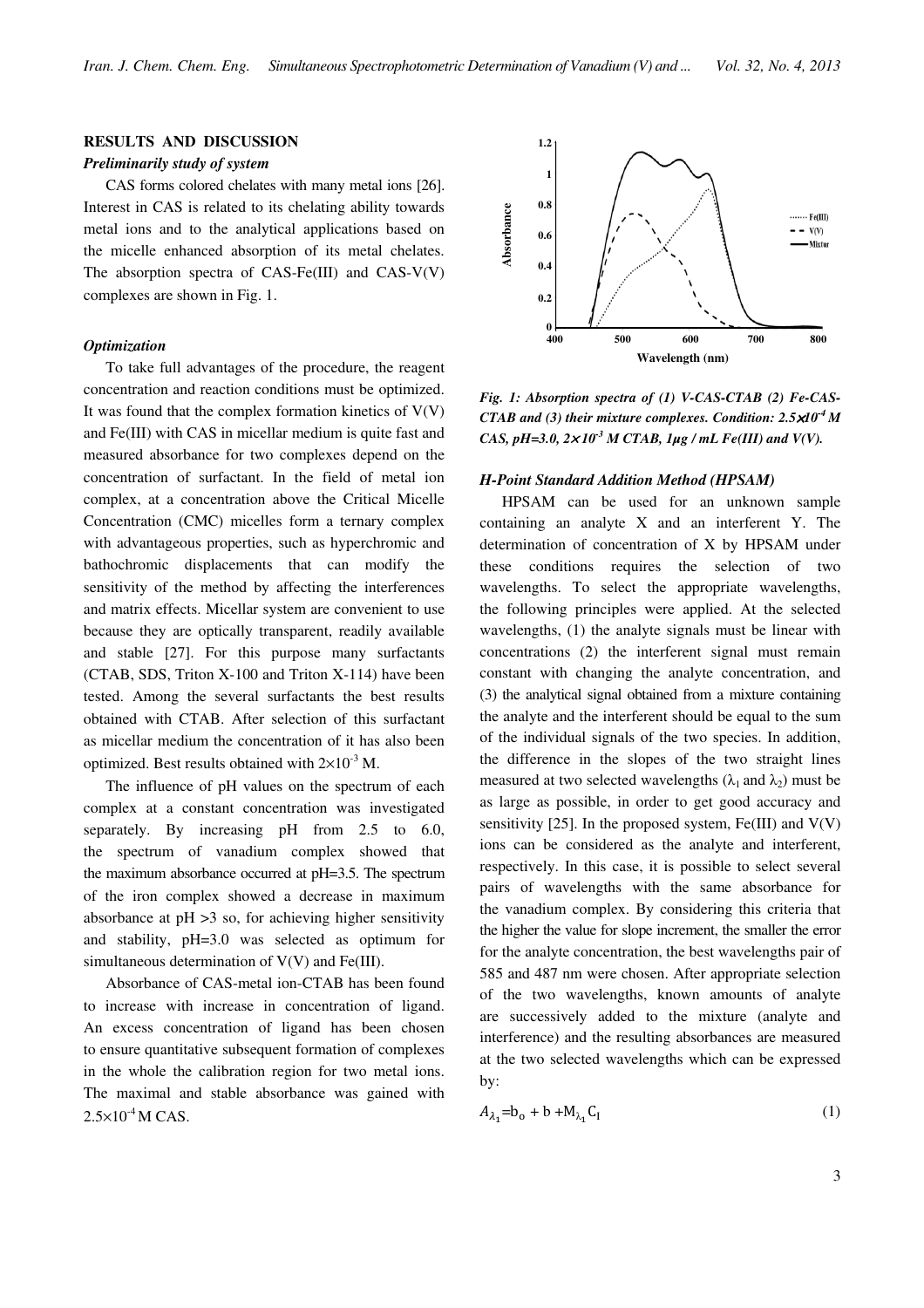## RESULTS AND DISCUSSION

### *Preliminarily study of system*

CAS forms colored chelates with many metal ions [26]. Interest in CAS is related to its chelating ability towards metal ions and to the analytical applications based on the micelle enhanced absorption of its metal chelates. The absorption spectra of CAS-Fe(III) and CAS-V(V) complexes are shown in Fig. 1.

### *Optimization*

To take full advantages of the procedure, the reagent concentration and reaction conditions must be optimized. It was found that the complex formation kinetics of V(V) and Fe(III) with CAS in micellar medium is quite fast and measured absorbance for two complexes depend on the concentration of surfactant. In the field of metal ion complex, at a concentration above the Critical Micelle Concentration (CMC) micelles form a ternary complex with advantageous properties, such as hyperchromic and bathochromic displacements that can modify the sensitivity of the method by affecting the interferences and matrix effects. Micellar system are convenient to use because they are optically transparent, readily available and stable [27]. For this purpose many surfactants (CTAB, SDS, Triton X-100 and Triton X-114) have been tested. Among the several surfactants the best results obtained with CTAB. After selection of this surfactant as micellar medium the concentration of it has also been optimized. Best results obtained with $2\times10^{-3}$ M.

The influence of pH values on the spectrum of each complex at a constant concentration was investigated separately. By increasing pH from 2.5 to 6.0, the spectrum of vanadium complex showed that the maximum absorbance occurred at pH=3.5. The spectrum of the iron complex showed a decrease in maximum absorbance at pH >3 so, for achieving higher sensitivity and stability, pH=3.0 was selected as optimum for simultaneous determination of V(V) and Fe(III).

Absorbance of CAS-metal ion-CTAB has been found to increase with increase in concentration of ligand. An excess concentration of ligand has been chosen to ensure quantitative subsequent formation of complexes in the whole the calibration region for two metal ions. The maximal and stable absorbance was gained with $2.5\times10^{-4}$ M CAS.

*Fig. 1: Absorption spectra of (1) V-CAS-CTAB (2) Fe-CAS-CTAB and (3) their mixture complexes. Condition: $2.5\times10^{-4}$ M CAS, pH=3.0, $2\times10^{-3}$ M CTAB, 1μg / mL Fe(III) and V(V).*

### *H-Point Standard Addition Method (HPSAM)*

HPSAM can be used for an unknown sample containing an analyte X and an interferent Y. The determination of concentration of X by HPSAM under these conditions requires the selection of two wavelengths. To select the appropriate wavelengths, the following principles were applied. At the selected wavelengths, (1) the analyte signals must be linear with concentrations (2) the interferent signal must remain constant with changing the analyte concentration, and (3) the analytical signal obtained from a mixture containing the analyte and the interferent should be equal to the sum of the individual signals of the two species. In addition, the difference in the slopes of the two straight lines measured at two selected wavelengths ($\lambda_1$ and $\lambda_2$) must be as large as possible, in order to get good accuracy and sensitivity [25]. In the proposed system, Fe(III) and V(V) ions can be considered as the analyte and interferent, respectively. In this case, it is possible to select several pairs of wavelengths with the same absorbance for the vanadium complex. By considering this criteria that the higher the value for slope increment, the smaller the error for the analyte concentration, the best wavelengths pair of 585 and 487 nm were chosen. After appropriate selection of the two wavelengths, known amounts of analyte are successively added to the mixture (analyte and interference) and the resulting absorbances are measured at the two selected wavelengths which can be expressed by:

$$A_{\lambda_1}=b_o + b + M_{\lambda_1} C_I \tag{1}$$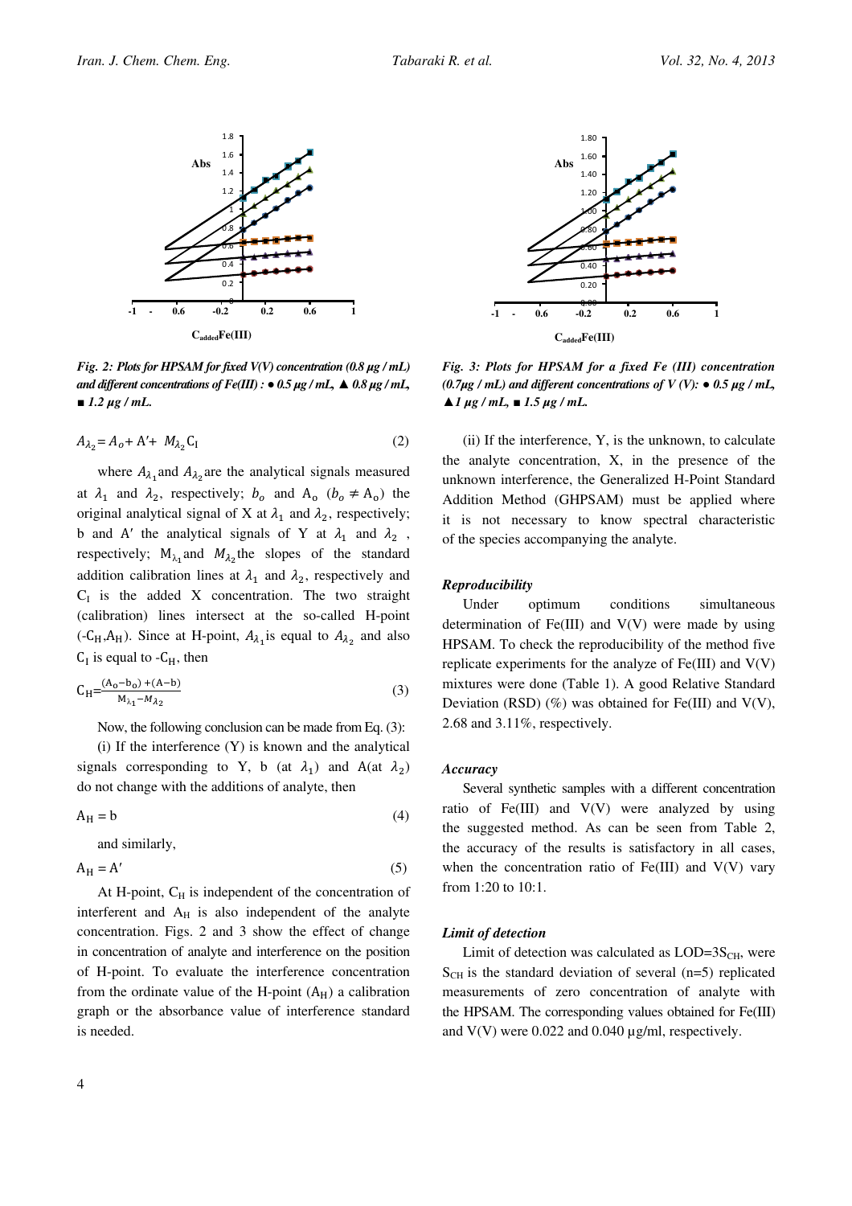Fig. 2: Plots for HPSAM for fixed V(V) concentration (0.8 µg / mL) and different concentrations of Fe(III) : ● 0.5 µg / mL, ▲ 0.8 µg / mL, ■ 1.2 µg / mL.

Fig. 3: Plots for HPSAM for a fixed Fe (III) concentration (0.7µg / mL) and different concentrations of V (V): ● 0.5 µg / mL, ▲1 µg / mL, ■ 1.5 µg / mL.

$$A_{\lambda_2} = A_o + A' + M_{\lambda_2} C_I \tag{2}$$

where $A_{\lambda_1}$ and $A_{\lambda_2}$ are the analytical signals measured at $\lambda_1$ and $\lambda_2$, respectively; $b_o$ and $A_o$ ($b_o \neq A_o$) the original analytical signal of X at $\lambda_1$ and $\lambda_2$, respectively; b and $A'$ the analytical signals of Y at $\lambda_1$ and $\lambda_2$, respectively; $M_{\lambda_1}$ and $M_{\lambda_2}$ the slopes of the standard addition calibration lines at $\lambda_1$ and $\lambda_2$, respectively and $C_I$ is the added X concentration. The two straight (calibration) lines intersect at the so-called H-point ($-C_H$,$A_H$). Since at H-point, $A_{\lambda_1}$ is equal to $A_{\lambda_2}$ and also $C_I$ is equal to $-C_H$, then

$$C_H = \frac{(A_o - b_o) + (A - b)}{M_{\lambda_1} - M_{\lambda_2}} \tag{3}$$

Now, the following conclusion can be made from Eq. (3):

(i) If the interference (Y) is known and the analytical signals corresponding to Y, b (at $\lambda_1$) and A(at $\lambda_2$) do not change with the additions of analyte, then

$$A_H = b \tag{4}$$

and similarly,

$$A_H = A' \tag{5}$$

At H-point, $C_H$ is independent of the concentration of interferent and $A_H$ is also independent of the analyte concentration. Figs. 2 and 3 show the effect of change in concentration of analyte and interference on the position of H-point. To evaluate the interference concentration from the ordinate value of the H-point ($A_H$) a calibration graph or the absorbance value of interference standard is needed.

(ii) If the interference, Y, is the unknown, to calculate the analyte concentration, X, in the presence of the unknown interference, the Generalized H-Point Standard Addition Method (GHPSAM) must be applied where it is not necessary to know spectral characteristic of the species accompanying the analyte.

### *Reproducibility*

Under optimum conditions simultaneous determination of Fe(III) and V(V) were made by using HPSAM. To check the reproducibility of the method five replicate experiments for the analyze of Fe(III) and V(V) mixtures were done (Table 1). A good Relative Standard Deviation (RSD) (%) was obtained for Fe(III) and V(V), 2.68 and 3.11%, respectively.

### *Accuracy*

Several synthetic samples with a different concentration ratio of Fe(III) and V(V) were analyzed by using the suggested method. As can be seen from Table 2, the accuracy of the results is satisfactory in all cases, when the concentration ratio of Fe(III) and V(V) vary from 1:20 to 10:1.

### *Limit of detection*

Limit of detection was calculated as LOD=$3S_{CH}$, were $S_{CH}$ is the standard deviation of several (n=5) replicated measurements of zero concentration of analyte with the HPSAM. The corresponding values obtained for Fe(III) and V(V) were 0.022 and 0.040 µg/ml, respectively.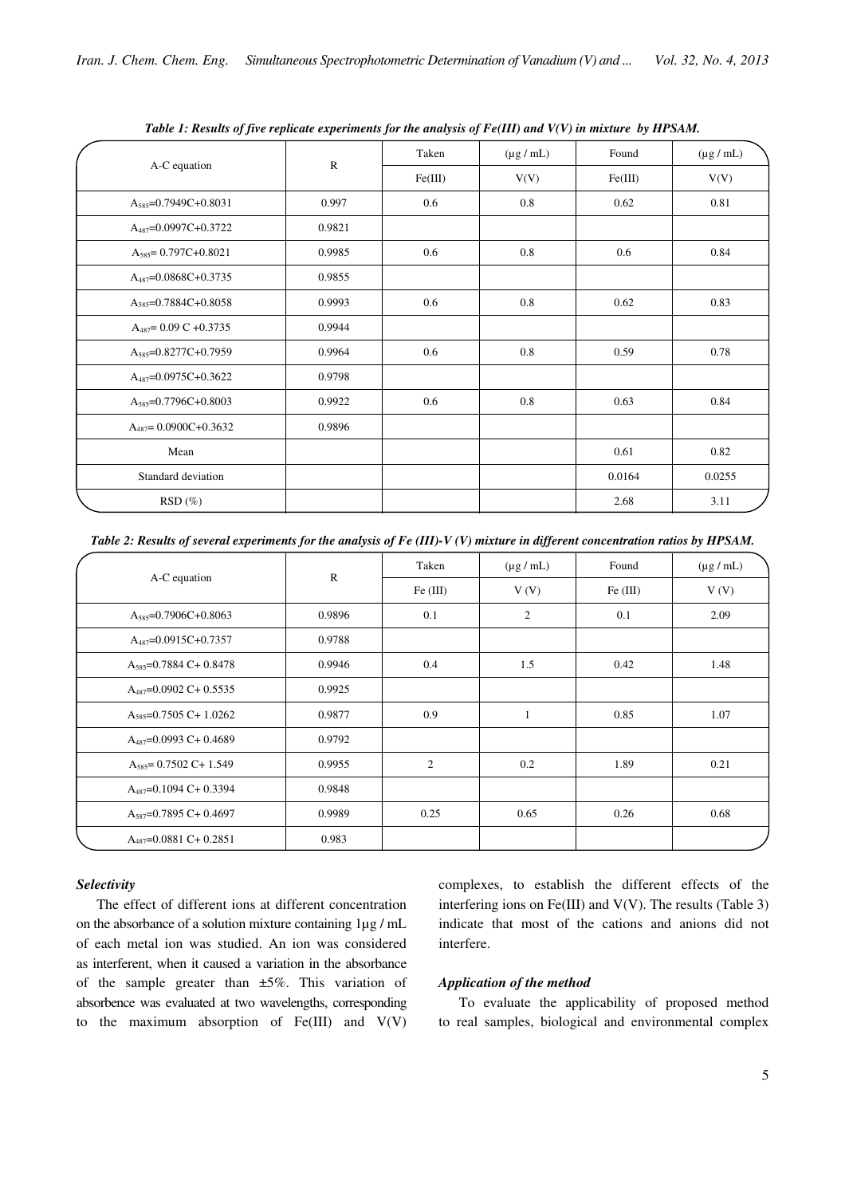*Table 1: Results of five replicate experiments for the analysis of Fe(III) and V(V) in mixture by HPSAM.*

| A-C equation | R | Taken | (µg / mL) | Found | (µg / mL) |
|---|---|---|---|---|---|
| | | Fe(III) | V(V) | Fe(III) | V(V) |
| $A_{585}$=0.7949C+0.8031 | 0.997 | 0.6 | 0.8 | 0.62 | 0.81 |
| $A_{487}$=0.0997C+0.3722 | 0.9821 | | | | |
| $A_{585}$= 0.797C+0.8021 | 0.9985 | 0.6 | 0.8 | 0.6 | 0.84 |
| $A_{487}$=0.0868C+0.3735 | 0.9855 | | | | |
| $A_{585}$=0.7884C+0.8058 | 0.9993 | 0.6 | 0.8 | 0.62 | 0.83 |
| $A_{487}$= 0.09 C +0.3735 | 0.9944 | | | | |
| $A_{585}$=0.8277C+0.7959 | 0.9964 | 0.6 | 0.8 | 0.59 | 0.78 |
| $A_{487}$=0.0975C+0.3622 | 0.9798 | | | | |
| $A_{585}$=0.7796C+0.8003 | 0.9922 | 0.6 | 0.8 | 0.63 | 0.84 |
| $A_{487}$= 0.0900C+0.3632 | 0.9896 | | | | |
| Mean | | | | 0.61 | 0.82 |
| Standard deviation | | | | 0.0164 | 0.0255 |
| RSD (%) | | | | 2.68 | 3.11 |

*Table 2: Results of several experiments for the analysis of Fe (III)-V (V) mixture in different concentration ratios by HPSAM.*

| A-C equation | R | Taken | (µg / mL) | Found | (µg / mL) |
|---|---|---|---|---|---|
| | | Fe (III) | V (V) | Fe (III) | V (V) |
| $A_{585}$=0.7906C+0.8063 | 0.9896 | 0.1 | 2 | 0.1 | 2.09 |
| $A_{487}$=0.0915C+0.7357 | 0.9788 | | | | |
| $A_{585}$=0.7884 C+ 0.8478 | 0.9946 | 0.4 | 1.5 | 0.42 | 1.48 |
| $A_{487}$=0.0902 C+ 0.5535 | 0.9925 | | | | |
| $A_{585}$=0.7505 C+ 1.0262 | 0.9877 | 0.9 | 1 | 0.85 | 1.07 |
| $A_{487}$=0.0993 C+ 0.4689 | 0.9792 | | | | |
| $A_{585}$= 0.7502 C+ 1.549 | 0.9955 | 2 | 0.2 | 1.89 | 0.21 |
| $A_{487}$=0.1094 C+ 0.3394 | 0.9848 | | | | |
| $A_{587}$=0.7895 C+ 0.4697 | 0.9989 | 0.25 | 0.65 | 0.26 | 0.68 |
| $A_{487}$=0.0881 C+ 0.2851 | 0.983 | | | | |

### *Selectivity*

The effect of different ions at different concentration on the absorbance of a solution mixture containing 1µg / mL of each metal ion was studied. An ion was considered as interferent, when it caused a variation in the absorbance of the sample greater than ±5%. This variation of absorbence was evaluated at two wavelengths, corresponding to the maximum absorption of Fe(III) and V(V) complexes, to establish the different effects of the interfering ions on Fe(III) and V(V). The results (Table 3) indicate that most of the cations and anions did not interfere.

### *Application of the method*

To evaluate the applicability of proposed method to real samples, biological and environmental complex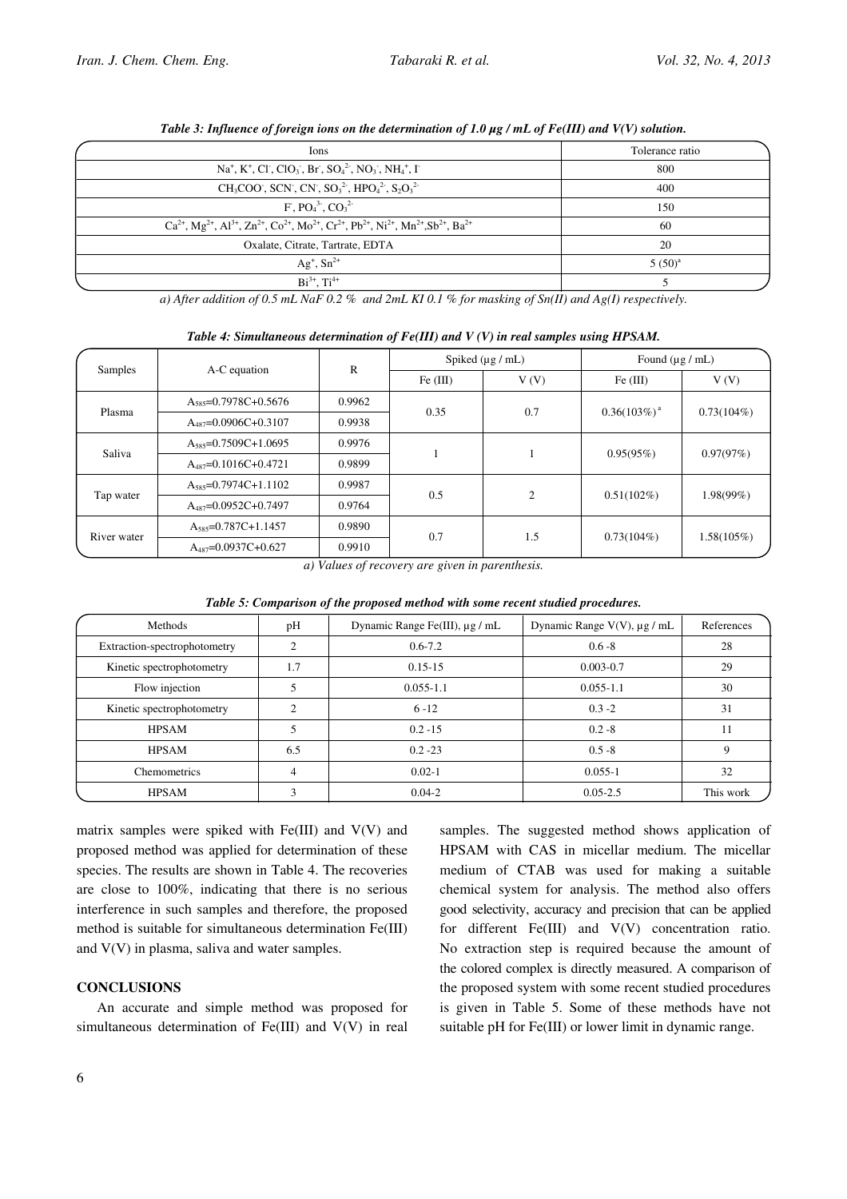*Table 3: Influence of foreign ions on the determination of 1.0 μg / mL of Fe(III) and V(V) solution.*

| Ions | Tolerance ratio |
|---|---|
| $Na^+$, $K^+$, $Cl^-$, $ClO_3^-$, $Br^-$, $SO_4^{2-}$, $NO_3^-$, $NH_4^+$, $I^-$ | 800 |
| $CH_3COO^-$, $SCN^-$, $CN^-$, $SO_3^{2-}$, $HPO_4^{2-}$, $S_2O_3^{2-}$ | 400 |
| $F^-$, $PO_4^{3-}$, $CO_3^{2-}$ | 150 |
| $Ca^{2+}$, $Mg^{2+}$, $Al^{3+}$, $Zn^{2+}$, $Co^{2+}$, $Mo^{2+}$, $Cr^{2+}$, $Pb^{2+}$, $Ni^{2+}$, $Mn^{2+}$, $Sb^{2+}$, $Ba^{2+}$ | 60 |
| Oxalate, Citrate, Tartrate, EDTA | 20 |
| $Ag^+$, $Sn^{2+}$ | 5 (50)[a] |
| $Bi^{3+}$, $Ti^{4+}$ | 5 |

*a) After addition of 0.5 mL NaF 0.2 % and 2mL KI 0.1 % for masking of Sn(II) and Ag(I) respectively.*

*Table 4: Simultaneous determination of Fe(III) and V (V) in real samples using HPSAM.*

| Samples | A-C equation | R | Spiked (μg / mL) | | Found (μg / mL) | |
|---|---|---|---|---|---|---|
| | | | Fe (III) | V (V) | Fe (III) | V (V) |
| Plasma | $A_{585}$=0.7978C+0.5676 | 0.9962 | 0.35 | 0.7 | 0.36(103%)[a] | 0.73(104%) |
| | $A_{487}$=0.0906C+0.3107 | 0.9938 | | | | |
| Saliva | $A_{585}$=0.7509C+1.0695 | 0.9976 | 1 | 1 | 0.95(95%) | 0.97(97%) |
| | $A_{487}$=0.1016C+0.4721 | 0.9899 | | | | |
| Tap water | $A_{585}$=0.7974C+1.1102 | 0.9987 | 0.5 | 2 | 0.51(102%) | 1.98(99%) |
| | $A_{487}$=0.0952C+0.7497 | 0.9764 | | | | |
| River water | $A_{585}$=0.787C+1.1457 | 0.9890 | 0.7 | 1.5 | 0.73(104%) | 1.58(105%) |
| | $A_{487}$=0.0937C+0.627 | 0.9910 | | | | |

*a) Values of recovery are given in parenthesis.*

*Table 5: Comparison of the proposed method with some recent studied procedures.*

| Methods | pH | Dynamic Range Fe(III), μg / mL | Dynamic Range V(V), μg / mL | References |
|---|---|---|---|---|
| Extraction-spectrophotometry | 2 | 0.6-7.2 | 0.6 -8 | 28 |
| Kinetic spectrophotometry | 1.7 | 0.15-15 | 0.003-0.7 | 29 |
| Flow injection | 5 | 0.055-1.1 | 0.055-1.1 | 30 |
| Kinetic spectrophotometry | 2 | 6 -12 | 0.3 -2 | 31 |
| HPSAM | 5 | 0.2 -15 | 0.2 -8 | 11 |
| HPSAM | 6.5 | 0.2 -23 | 0.5 -8 | 9 |
| Chemometrics | 4 | 0.02-1 | 0.055-1 | 32 |
| HPSAM | 3 | 0.04-2 | 0.05-2.5 | This work |

matrix samples were spiked with Fe(III) and V(V) and proposed method was applied for determination of these species. The results are shown in Table 4. The recoveries are close to 100%, indicating that there is no serious interference in such samples and therefore, the proposed method is suitable for simultaneous determination Fe(III) and V(V) in plasma, saliva and water samples.

## CONCLUSIONS

An accurate and simple method was proposed for simultaneous determination of Fe(III) and V(V) in real samples. The suggested method shows application of HPSAM with CAS in micellar medium. The micellar medium of CTAB was used for making a suitable chemical system for analysis. The method also offers good selectivity, accuracy and precision that can be applied for different Fe(III) and V(V) concentration ratio. No extraction step is required because the amount of the colored complex is directly measured. A comparison of the proposed system with some recent studied procedures is given in Table 5. Some of these methods have not suitable pH for Fe(III) or lower limit in dynamic range.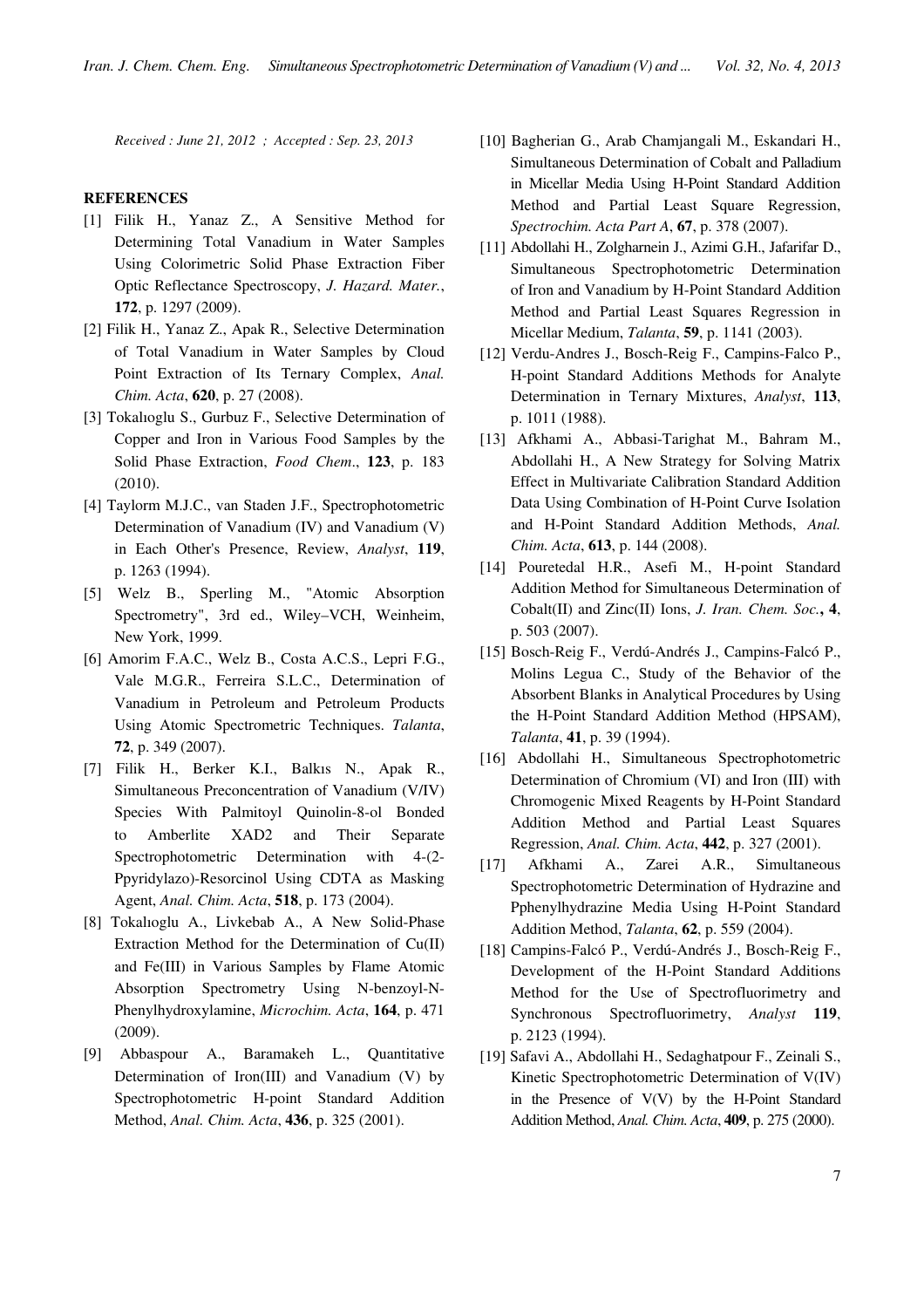*Received : June 21, 2012 ; Accepted : Sep. 23, 2013*

## REFERENCES

[1] Filik H., Yanaz Z., A Sensitive Method for Determining Total Vanadium in Water Samples Using Colorimetric Solid Phase Extraction Fiber Optic Reflectance Spectroscopy, *J. Hazard. Mater.*, **172**, p. 1297 (2009).

[2] Filik H., Yanaz Z., Apak R., Selective Determination of Total Vanadium in Water Samples by Cloud Point Extraction of Its Ternary Complex, *Anal. Chim. Acta*, **620**, p. 27 (2008).

[3] Tokalıoglu S., Gurbuz F., Selective Determination of Copper and Iron in Various Food Samples by the Solid Phase Extraction, *Food Chem*., **123**, p. 183 (2010).

[4] Taylorm M.J.C., van Staden J.F., Spectrophotometric Determination of Vanadium (IV) and Vanadium (V) in Each Other's Presence, Review, *Analyst*, **119**, p. 1263 (1994).

[5] Welz B., Sperling M., "Atomic Absorption Spectrometry", 3rd ed., Wiley–VCH, Weinheim, New York, 1999.

[6] Amorim F.A.C., Welz B., Costa A.C.S., Lepri F.G., Vale M.G.R., Ferreira S.L.C., Determination of Vanadium in Petroleum and Petroleum Products Using Atomic Spectrometric Techniques. *Talanta*, **72**, p. 349 (2007).

[7] Filik H., Berker K.I., Balkıs N., Apak R., Simultaneous Preconcentration of Vanadium (V/IV) Species With Palmitoyl Quinolin-8-ol Bonded to Amberlite XAD2 and Their Separate Spectrophotometric Determination with 4-(2-Ppyridylazo)-Resorcinol Using CDTA as Masking Agent, *Anal. Chim. Acta*, **518**, p. 173 (2004).

[8] Tokalıoglu A., Livkebab A., A New Solid-Phase Extraction Method for the Determination of Cu(II) and Fe(III) in Various Samples by Flame Atomic Absorption Spectrometry Using N-benzoyl-N-Phenylhydroxylamine, *Microchim. Acta*, **164**, p. 471 (2009).

[9] Abbaspour A., Baramakeh L., Quantitative Determination of Iron(III) and Vanadium (V) by Spectrophotometric H-point Standard Addition Method, *Anal. Chim. Acta*, **436**, p. 325 (2001).

[10] Bagherian G., Arab Chamjangali M., Eskandari H., Simultaneous Determination of Cobalt and Palladium in Micellar Media Using H-Point Standard Addition Method and Partial Least Square Regression, *Spectrochim. Acta Part A*, **67**, p. 378 (2007).

[11] Abdollahi H., Zolgharnein J., Azimi G.H., Jafarifar D., Simultaneous Spectrophotometric Determination of Iron and Vanadium by H-Point Standard Addition Method and Partial Least Squares Regression in Micellar Medium, *Talanta*, **59**, p. 1141 (2003).

[12] Verdu-Andres J., Bosch-Reig F., Campins-Falco P., H-point Standard Additions Methods for Analyte Determination in Ternary Mixtures, *Analyst*, **113**, p. 1011 (1988).

[13] Afkhami A., Abbasi-Tarighat M., Bahram M., Abdollahi H., A New Strategy for Solving Matrix Effect in Multivariate Calibration Standard Addition Data Using Combination of H-Point Curve Isolation and H-Point Standard Addition Methods, *Anal. Chim. Acta*, **613**, p. 144 (2008).

[14] Pouretedal H.R., Asefi M., H-point Standard Addition Method for Simultaneous Determination of Cobalt(II) and Zinc(II) Ions, *J. Iran. Chem. Soc.*, **4**, p. 503 (2007).

[15] Bosch-Reig F., Verdú-Andrés J., Campins-Falcó P., Molins Legua C., Study of the Behavior of the Absorbent Blanks in Analytical Procedures by Using the H-Point Standard Addition Method (HPSAM), *Talanta*, **41**, p. 39 (1994).

[16] Abdollahi H., Simultaneous Spectrophotometric Determination of Chromium (VI) and Iron (III) with Chromogenic Mixed Reagents by H-Point Standard Addition Method and Partial Least Squares Regression, *Anal. Chim. Acta*, **442**, p. 327 (2001).

[17] Afkhami A., Zarei A.R., Simultaneous Spectrophotometric Determination of Hydrazine and Pphenylhydrazine Media Using H-Point Standard Addition Method, *Talanta*, **62**, p. 559 (2004).

[18] Campins-Falcó P., Verdú-Andrés J., Bosch-Reig F., Development of the H-Point Standard Additions Method for the Use of Spectrofluorimetry and Synchronous Spectrofluorimetry, *Analyst* **119**, p. 2123 (1994).

[19] Safavi A., Abdollahi H., Sedaghatpour F., Zeinali S., Kinetic Spectrophotometric Determination of V(IV) in the Presence of V(V) by the H-Point Standard Addition Method, *Anal. Chim. Acta*, **409**, p. 275 (2000).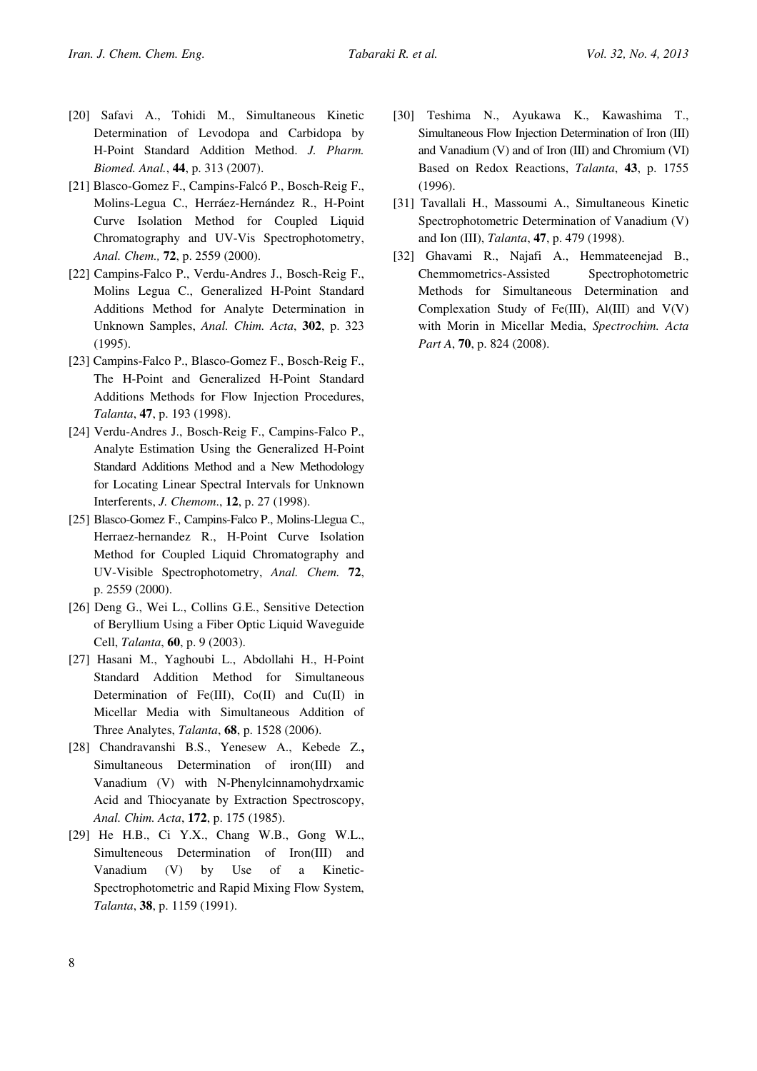[20] Safavi A., Tohidi M., Simultaneous Kinetic Determination of Levodopa and Carbidopa by H-Point Standard Addition Method. *J. Pharm. Biomed. Anal.*, **44**, p. 313 (2007).

[21] Blasco-Gomez F., Campins-Falcó P., Bosch-Reig F., Molins-Legua C., Herráez-Hernández R., H-Point Curve Isolation Method for Coupled Liquid Chromatography and UV-Vis Spectrophotometry, *Anal. Chem.,* **72**, p. 2559 (2000).

[22] Campins-Falco P., Verdu-Andres J., Bosch-Reig F., Molins Legua C., Generalized H-Point Standard Additions Method for Analyte Determination in Unknown Samples, *Anal. Chim. Acta*, **302**, p. 323 (1995).

[23] Campins-Falco P., Blasco-Gomez F., Bosch-Reig F., The H-Point and Generalized H-Point Standard Additions Methods for Flow Injection Procedures, *Talanta*, **47**, p. 193 (1998).

[24] Verdu-Andres J., Bosch-Reig F., Campins-Falco P., Analyte Estimation Using the Generalized H-Point Standard Additions Method and a New Methodology for Locating Linear Spectral Intervals for Unknown Interferents, *J. Chemom*., **12**, p. 27 (1998).

[25] Blasco-Gomez F., Campins-Falco P., Molins-Llegua C., Herraez-hernandez R., H-Point Curve Isolation Method for Coupled Liquid Chromatography and UV-Visible Spectrophotometry, *Anal. Chem.* **72**, p. 2559 (2000).

[26] Deng G., Wei L., Collins G.E., Sensitive Detection of Beryllium Using a Fiber Optic Liquid Waveguide Cell, *Talanta*, **60**, p. 9 (2003).

[27] Hasani M., Yaghoubi L., Abdollahi H., H-Point Standard Addition Method for Simultaneous Determination of Fe(III), Co(II) and Cu(II) in Micellar Media with Simultaneous Addition of Three Analytes, *Talanta*, **68**, p. 1528 (2006).

[28] Chandravanshi B.S., Yenesew A., Kebede Z.**,** Simultaneous Determination of iron(III) and Vanadium (V) with N-Phenylcinnamohydrxamic Acid and Thiocyanate by Extraction Spectroscopy, *Anal. Chim. Acta*, **172**, p. 175 (1985).

[29] He H.B., Ci Y.X., Chang W.B., Gong W.L., Simulteneous Determination of Iron(III) and Vanadium (V) by Use of a Kinetic-Spectrophotometric and Rapid Mixing Flow System, *Talanta*, **38**, p. 1159 (1991).

[30] Teshima N., Ayukawa K., Kawashima T., Simultaneous Flow Injection Determination of Iron (III) and Vanadium (V) and of Iron (III) and Chromium (VI) Based on Redox Reactions, *Talanta*, **43**, p. 1755 (1996).

[31] Tavallali H., Massoumi A., Simultaneous Kinetic Spectrophotometric Determination of Vanadium (V) and Ion (III), *Talanta*, **47**, p. 479 (1998).

[32] Ghavami R., Najafi A., Hemmateenejad B., Chemmometrics-Assisted Spectrophotometric Methods for Simultaneous Determination and Complexation Study of Fe(III), Al(III) and V(V) with Morin in Micellar Media, *Spectrochim. Acta Part A*, **70**, p. 824 (2008).